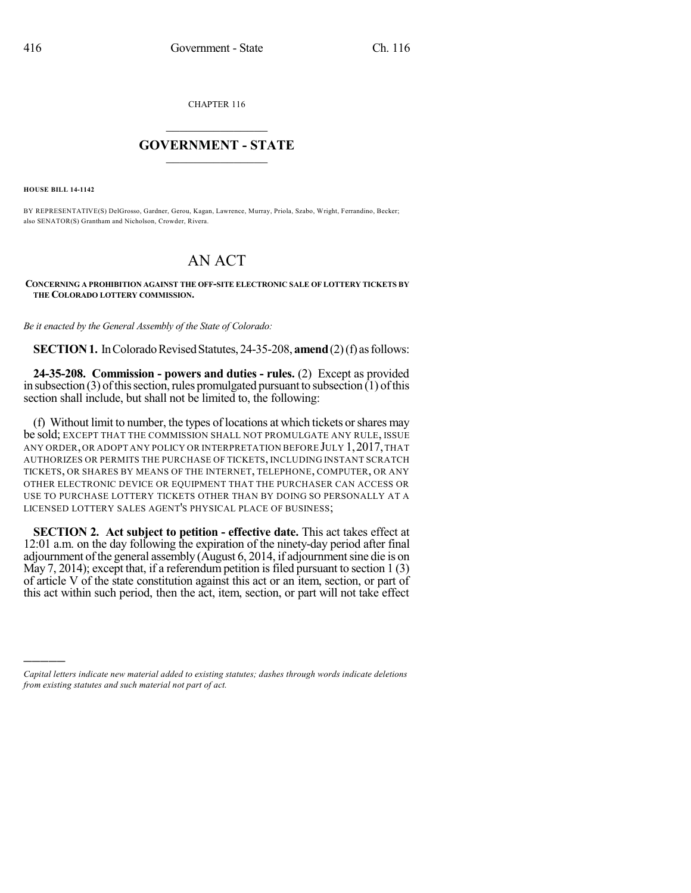CHAPTER 116

# GOVERNMENT - STATE

**HOUSE BILL 14-1142**

BY REPRESENTATIVE(S) DelGrosso, Gardner, Gerou, Kagan, Lawrence, Murray, Priola, Szabo, Wright, Ferrandino, Becker; also SENATOR(S) Grantham and Nicholson, Crowder, Rivera.

# AN ACT

**CONCERNING A PROHIBITION AGAINST THE OFF-SITE ELECTRONIC SALE OF LOTTERY TICKETS BY THE COLORADO LOTTERY COMMISSION.**

*Be it enacted by the General Assembly of the State of Colorado:*

**SECTION 1.** In Colorado Revised Statutes, 24-35-208, **amend** (2) (f) as follows:

**24-35-208. Commission - powers and duties - rules.** (2) Except as provided in subsection (3) of this section, rules promulgated pursuant to subsection (1) of this section shall include, but shall not be limited to, the following:

(f) Without limit to number, the types of locations at which tickets or shares may be sold; EXCEPT THAT THE COMMISSION SHALL NOT PROMULGATE ANY RULE, ISSUE ANY ORDER, OR ADOPT ANY POLICY OR INTERPRETATION BEFORE JULY 1, 2017, THAT AUTHORIZES OR PERMITS THE PURCHASE OF TICKETS, INCLUDING INSTANT SCRATCH TICKETS, OR SHARES BY MEANS OF THE INTERNET, TELEPHONE, COMPUTER, OR ANY OTHER ELECTRONIC DEVICE OR EQUIPMENT THAT THE PURCHASER CAN ACCESS OR USE TO PURCHASE LOTTERY TICKETS OTHER THAN BY DOING SO PERSONALLY AT A LICENSED LOTTERY SALES AGENT'S PHYSICAL PLACE OF BUSINESS;

**SECTION 2. Act subject to petition - effective date.** This act takes effect at 12:01 a.m. on the day following the expiration of the ninety-day period after final adjournment of the general assembly (August 6, 2014, if adjournment sine die is on May 7, 2014); except that, if a referendum petition is filed pursuant to section 1 (3) of article V of the state constitution against this act or an item, section, or part of this act within such period, then the act, item, section, or part will not take effect

*Capital letters indicate new material added to existing statutes; dashes through words indicate deletions from existing statutes and such material not part of act.*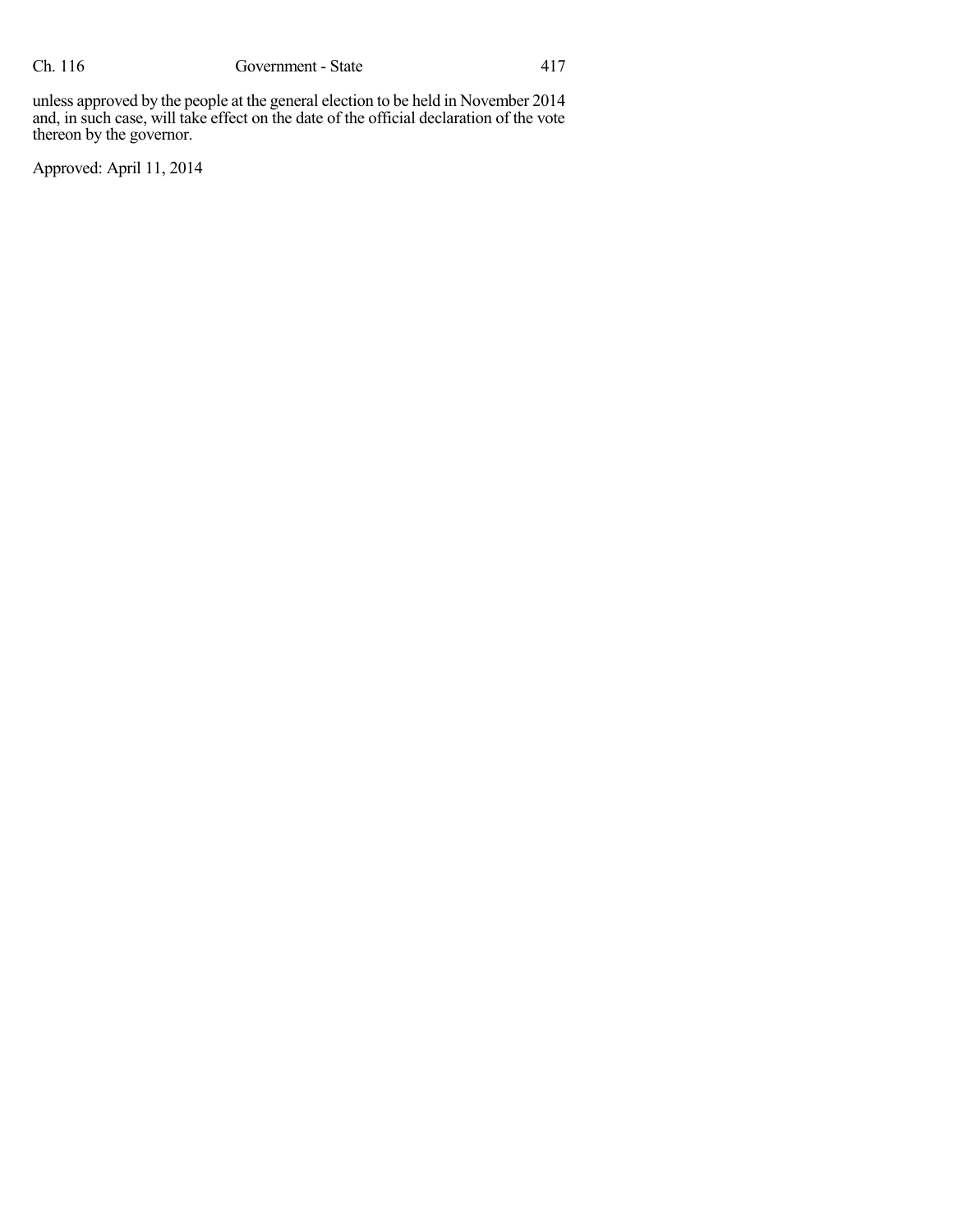unless approved by the people at the general election to be held in November 2014 and, in such case, will take effect on the date of the official declaration of the vote thereon by the governor.

Approved: April 11, 2014